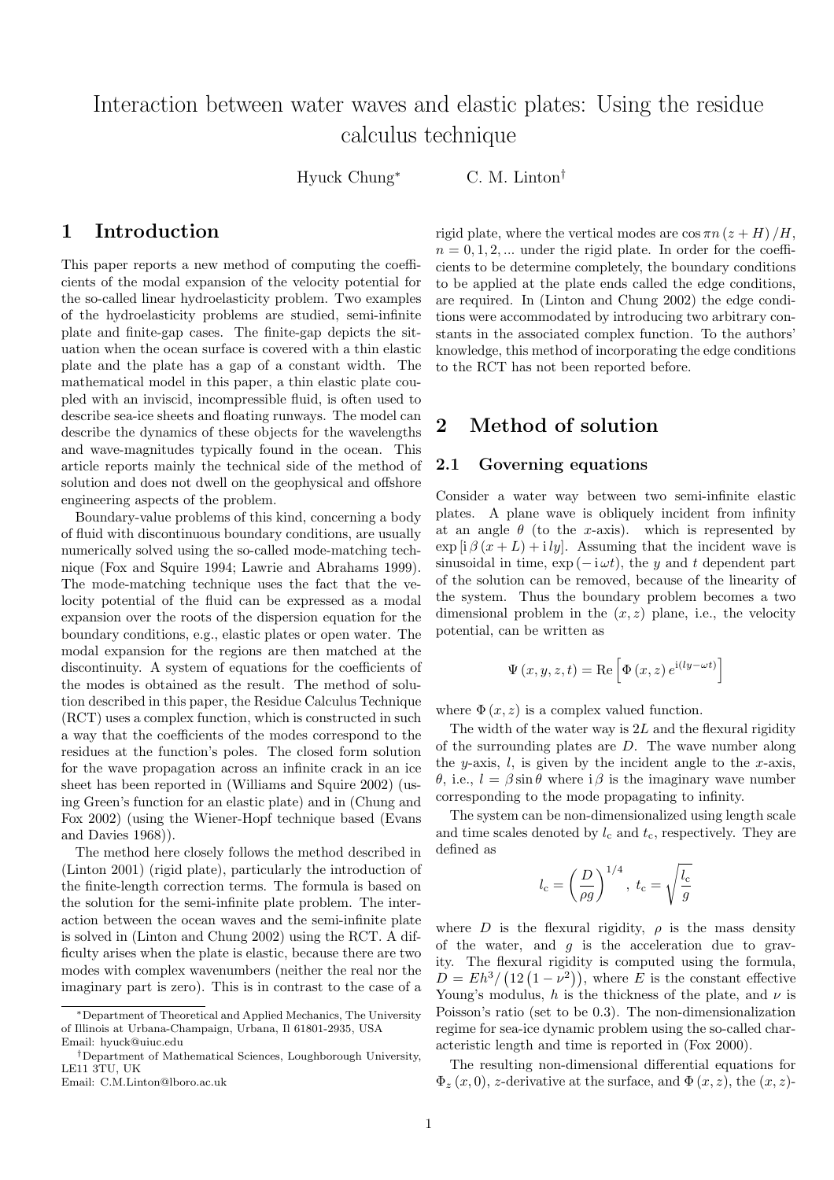# Interaction between water waves and elastic plates: Using the residue calculus technique

Hyuck Chung[*] C. M. Linton[†]

## 1 Introduction

This paper reports a new method of computing the coefficients of the modal expansion of the velocity potential for the so-called linear hydroelasticity problem. Two examples of the hydroelasticity problems are studied, semi-infinite plate and finite-gap cases. The finite-gap depicts the situation when the ocean surface is covered with a thin elastic plate and the plate has a gap of a constant width. The mathematical model in this paper, a thin elastic plate coupled with an inviscid, incompressible fluid, is often used to describe sea-ice sheets and floating runways. The model can describe the dynamics of these objects for the wavelengths and wave-magnitudes typically found in the ocean. This article reports mainly the technical side of the method of solution and does not dwell on the geophysical and offshore engineering aspects of the problem.

Boundary-value problems of this kind, concerning a body of fluid with discontinuous boundary conditions, are usually numerically solved using the so-called mode-matching technique (Fox and Squire 1994; Lawrie and Abrahams 1999). The mode-matching technique uses the fact that the velocity potential of the fluid can be expressed as a modal expansion over the roots of the dispersion equation for the boundary conditions, e.g., elastic plates or open water. The modal expansion for the regions are then matched at the discontinuity. A system of equations for the coefficients of the modes is obtained as the result. The method of solution described in this paper, the Residue Calculus Technique (RCT) uses a complex function, which is constructed in such a way that the coefficients of the modes correspond to the residues at the function's poles. The closed form solution for the wave propagation across an infinite crack in an ice sheet has been reported in (Williams and Squire 2002) (using Green's function for an elastic plate) and in (Chung and Fox 2002) (using the Wiener-Hopf technique based (Evans and Davies 1968)).

The method here closely follows the method described in (Linton 2001) (rigid plate), particularly the introduction of the finite-length correction terms. The formula is based on the solution for the semi-infinite plate problem. The interaction between the ocean waves and the semi-infinite plate is solved in (Linton and Chung 2002) using the RCT. A difficulty arises when the plate is elastic, because there are two modes with complex wavenumbers (neither the real nor the imaginary part is zero). This is in contrast to the case of a rigid plate, where the vertical modes are $\cos \pi n (z + H)/H$, $n = 0, 1, 2, ...$ under the rigid plate. In order for the coefficients to be determine completely, the boundary conditions to be applied at the plate ends called the edge conditions, are required. In (Linton and Chung 2002) the edge conditions were accommodated by introducing two arbitrary constants in the associated complex function. To the authors' knowledge, this method of incorporating the edge conditions to the RCT has not been reported before.

## 2 Method of solution

### 2.1 Governing equations

Consider a water way between two semi-infinite elastic plates. A plane wave is obliquely incident from infinity at an angle $\theta$ (to the $x$-axis). which is represented by $\exp[\mathrm{i}\,\beta\,(x + L) + \mathrm{i}\,ly]$. Assuming that the incident wave is sinusoidal in time, $\exp(-\mathrm{i}\,\omega t)$, the $y$ and $t$ dependent part of the solution can be removed, because of the linearity of the system. Thus the boundary problem becomes a two dimensional problem in the $(x, z)$ plane, i.e., the velocity potential, can be written as

$$\Psi(x, y, z, t) = \mathrm{Re}\left[\Phi(x, z)\, e^{\mathrm{i}(ly - \omega t)}\right]$$

where $\Phi(x, z)$ is a complex valued function.

The width of the water way is $2L$ and the flexural rigidity of the surrounding plates are $D$. The wave number along the $y$-axis, $l$, is given by the incident angle to the $x$-axis, $\theta$, i.e., $l = \beta \sin\theta$ where $\mathrm{i}\,\beta$ is the imaginary wave number corresponding to the mode propagating to infinity.

The system can be non-dimensionalized using length scale and time scales denoted by $l_c$ and $t_c$, respectively. They are defined as

$$l_c = \left(\frac{D}{\rho g}\right)^{1/4},\ t_c = \sqrt{\frac{l_c}{g}}$$

where $D$ is the flexural rigidity, $\rho$ is the mass density of the water, and $g$ is the acceleration due to gravity. The flexural rigidity is computed using the formula, $D = Eh^3/\left(12\left(1 - \nu^2\right)\right)$, where $E$ is the constant effective Young's modulus, $h$ is the thickness of the plate, and $\nu$ is Poisson's ratio (set to be 0.3). The non-dimensionalization regime for sea-ice dynamic problem using the so-called characteristic length and time is reported in (Fox 2000).

The resulting non-dimensional differential equations for $\Phi_z(x, 0)$, $z$-derivative at the surface, and $\Phi(x, z)$, the $(x, z)$-

[*] Department of Theoretical and Applied Mechanics, The University of Illinois at Urbana-Champaign, Urbana, Il 61801-2935, USA Email: hyuck@uiuc.edu

[†] Department of Mathematical Sciences, Loughborough University, LE11 3TU, UK Email: C.M.Linton@lboro.ac.uk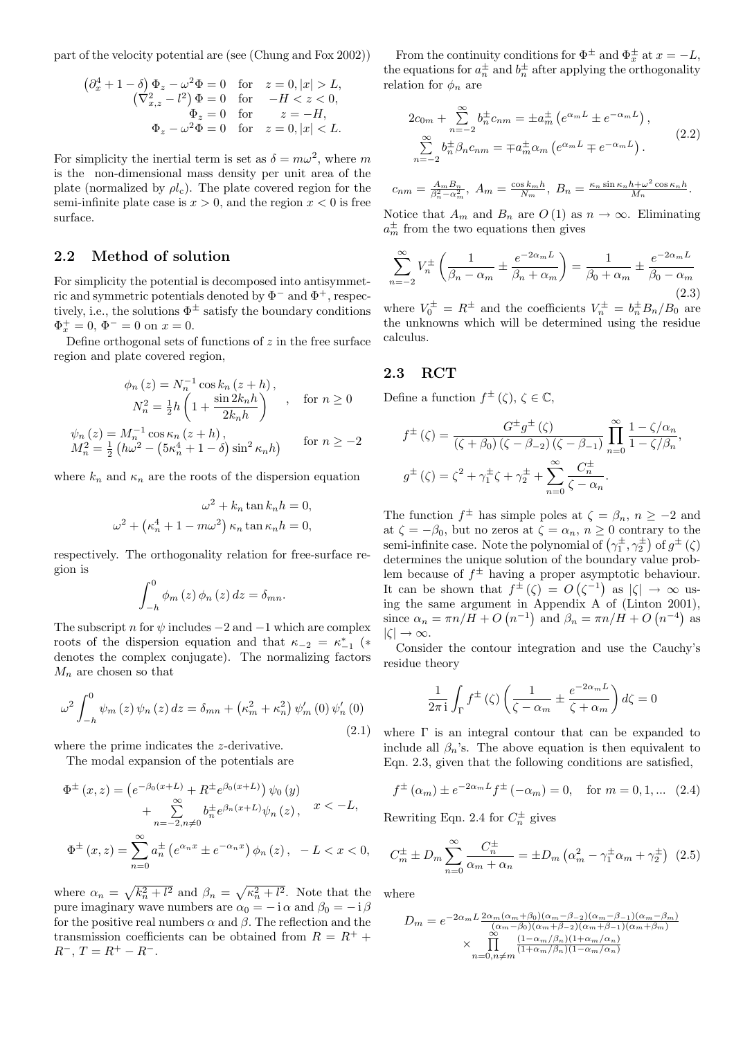part of the velocity potential are (see (Chung and Fox 2002))

$$
\begin{aligned}
\left(\partial_x^4 + 1 - \delta\right)\Phi_z - \omega^2 \Phi = 0 \quad &\text{for} \quad z = 0, |x| > L,\\
\left(\nabla_{x,z}^2 - l^2\right)\Phi = 0 \quad &\text{for} \quad -H < z < 0,\\
\Phi_z = 0 \quad &\text{for} \quad z = -H,\\
\Phi_z - \omega^2 \Phi = 0 \quad &\text{for} \quad z = 0, |x| < L.
\end{aligned}
$$

For simplicity the inertial term is set as $\delta = m\omega^2$, where $m$ is the non-dimensional mass density per unit area of the plate (normalized by $\rho l_c$). The plate covered region for the semi-infinite plate case is $x > 0$, and the region $x < 0$ is free surface.

## 2.2 Method of solution

For simplicity the potential is decomposed into antisymmetric and symmetric potentials denoted by $\Phi^-$ and $\Phi^+$, respectively, i.e., the solutions $\Phi^\pm$ satisfy the boundary conditions $\Phi_x^+ = 0$, $\Phi^- = 0$ on $x = 0$.

Define orthogonal sets of functions of $z$ in the free surface region and plate covered region,

$$
\left.
\begin{aligned}
\phi_n(z) &= N_n^{-1}\cos k_n(z+h),\\
N_n^2 &= \tfrac{1}{2}h\left(1 + \frac{\sin 2k_n h}{2k_n h}\right)
\end{aligned}
\right., \quad \text{for } n \geq 0
$$

$$
\begin{aligned}
\psi_n(z) &= M_n^{-1}\cos\kappa_n(z+h),\\
M_n^2 &= \tfrac{1}{2}\left(h\omega^2 - \left(5\kappa_n^4 + 1 - \delta\right)\sin^2\kappa_n h\right)
\end{aligned}
\quad \text{for } n \geq -2
$$

where $k_n$ and $\kappa_n$ are the roots of the dispersion equation

$$
\begin{aligned}
\omega^2 + k_n \tan k_n h = 0,\\
\omega^2 + \left(\kappa_n^4 + 1 - m\omega^2\right)\kappa_n \tan\kappa_n h = 0,
\end{aligned}
$$

respectively. The orthogonality relation for free-surface region is

$$
\int_{-h}^{0} \phi_m(z)\,\phi_n(z)\,dz = \delta_{mn}.
$$

The subscript $n$ for $\psi$ includes $-2$ and $-1$ which are complex roots of the dispersion equation and that $\kappa_{-2} = \kappa_{-1}^*$ ($*$ denotes the complex conjugate). The normalizing factors $M_n$ are chosen so that

$$
\omega^2 \int_{-h}^{0} \psi_m(z)\,\psi_n(z)\,dz = \delta_{mn} + \left(\kappa_m^2 + \kappa_n^2\right)\psi_m'(0)\,\psi_n'(0) \tag{2.1}
$$

where the prime indicates the $z$-derivative.

The modal expansion of the potentials are

$$
\begin{aligned}
\Phi^\pm(x,z) &= \left(e^{-\beta_0(x+L)} + R^\pm e^{\beta_0(x+L)}\right)\psi_0(y)\\
&\quad + \sum_{n=-2, n\neq 0}^{\infty} b_n^\pm e^{\beta_n(x+L)}\psi_n(z), \quad x < -L,\\
\Phi^\pm(x,z) &= \sum_{n=0}^{\infty} a_n^\pm\left(e^{\alpha_n x} \pm e^{-\alpha_n x}\right)\phi_n(z), \quad -L < x < 0,
\end{aligned}
$$

where $\alpha_n = \sqrt{k_n^2 + l^2}$ and $\beta_n = \sqrt{\kappa_n^2 + l^2}$. Note that the pure imaginary wave numbers are $\alpha_0 = -\mathrm{i}\,\alpha$ and $\beta_0 = -\mathrm{i}\,\beta$ for the positive real numbers $\alpha$ and $\beta$. The reflection and the transmission coefficients can be obtained from $R = R^+ + R^-$, $T = R^+ - R^-$.

From the continuity conditions for $\Phi^\pm$ and $\Phi_x^\pm$ at $x = -L$, the equations for $a_n^\pm$ and $b_n^\pm$ after applying the orthogonality relation for $\phi_n$ are

$$
\begin{aligned}
2c_{0m} + \sum_{n=-2}^{\infty} b_n^\pm c_{nm} &= \pm a_m^\pm\left(e^{\alpha_m L} \pm e^{-\alpha_m L}\right),\\
\sum_{n=-2}^{\infty} b_n^\pm \beta_n c_{nm} &= \mp a_m^\pm \alpha_m\left(e^{\alpha_m L} \mp e^{-\alpha_m L}\right).
\end{aligned} \tag{2.2}
$$

$$
c_{nm} = \frac{A_m B_n}{\beta_n^2 - \alpha_m^2},\ A_m = \frac{\cos k_m h}{N_m},\ B_n = \frac{\kappa_n \sin\kappa_n h + \omega^2\cos\kappa_n h}{M_n}.
$$

Notice that $A_m$ and $B_n$ are $O(1)$ as $n \to \infty$. Eliminating $a_m^\pm$ from the two equations then gives

$$
\sum_{n=-2}^{\infty} V_n^\pm\left(\frac{1}{\beta_n - \alpha_m} \pm \frac{e^{-2\alpha_m L}}{\beta_n + \alpha_m}\right) = \frac{1}{\beta_0 + \alpha_m} \pm \frac{e^{-2\alpha_m L}}{\beta_0 - \alpha_m} \tag{2.3}
$$

where $V_0^\pm = R^\pm$ and the coefficients $V_n^\pm = b_n^\pm B_n / B_0$ are the unknowns which will be determined using the residue calculus.

## 2.3 RCT

Define a function $f^\pm(\zeta)$, $\zeta \in \mathbb{C}$,

$$
\begin{aligned}
f^\pm(\zeta) &= \frac{G^\pm g^\pm(\zeta)}{(\zeta + \beta_0)(\zeta - \beta_{-2})(\zeta - \beta_{-1})}\prod_{n=0}^{\infty}\frac{1 - \zeta/\alpha_n}{1 - \zeta/\beta_n},\\
g^\pm(\zeta) &= \zeta^2 + \gamma_1^\pm\zeta + \gamma_2^\pm + \sum_{n=0}^{\infty}\frac{C_n^\pm}{\zeta - \alpha_n}.
\end{aligned}
$$

The function $f^\pm$ has simple poles at $\zeta = \beta_n$, $n \geq -2$ and at $\zeta = -\beta_0$, but no zeros at $\zeta = \alpha_n$, $n \geq 0$ contrary to the semi-infinite case. Note the polynomial of $\left(\gamma_1^\pm, \gamma_2^\pm\right)$ of $g^\pm(\zeta)$ determines the unique solution of the boundary value problem because of $f^\pm$ having a proper asymptotic behaviour. It can be shown that $f^\pm(\zeta) = O\left(\zeta^{-1}\right)$ as $|\zeta| \to \infty$ using the same argument in Appendix A of (Linton 2001), since $\alpha_n = \pi n/H + O\left(n^{-1}\right)$ and $\beta_n = \pi n/H + O\left(n^{-4}\right)$ as $|\zeta| \to \infty$.

Consider the contour integration and use the Cauchy's residue theory

$$
\frac{1}{2\pi\,\mathrm{i}}\int_\Gamma f^\pm(\zeta)\left(\frac{1}{\zeta - \alpha_m} \pm \frac{e^{-2\alpha_m L}}{\zeta + \alpha_m}\right)d\zeta = 0
$$

where $\Gamma$ is an integral contour that can be expanded to include all $\beta_n$'s. The above equation is then equivalent to Eqn. 2.3, given that the following conditions are satisfied,

$$
f^\pm(\alpha_m) \pm e^{-2\alpha_m L} f^\pm(-\alpha_m) = 0, \quad \text{for } m = 0, 1, ... \tag{2.4}
$$

Rewriting Eqn. 2.4 for $C_n^\pm$ gives

$$
C_m^\pm \pm D_m \sum_{n=0}^{\infty}\frac{C_n^\pm}{\alpha_m + \alpha_n} = \pm D_m\left(\alpha_m^2 - \gamma_1^\pm\alpha_m + \gamma_2^\pm\right) \tag{2.5}
$$

where

$$
\begin{aligned}
D_m = e^{-2\alpha_m L}\,&\frac{2\alpha_m(\alpha_m + \beta_0)(\alpha_m - \beta_{-2})(\alpha_m - \beta_{-1})(\alpha_m - \beta_m)}{(\alpha_m - \beta_0)(\alpha_m + \beta_{-2})(\alpha_m + \beta_{-1})(\alpha_m + \beta_m)}\\
&\times \prod_{n=0, n\neq m}^{\infty}\frac{(1 - \alpha_m/\beta_n)(1 + \alpha_m/\alpha_n)}{(1 + \alpha_m/\beta_n)(1 - \alpha_m/\alpha_n)}
\end{aligned}
$$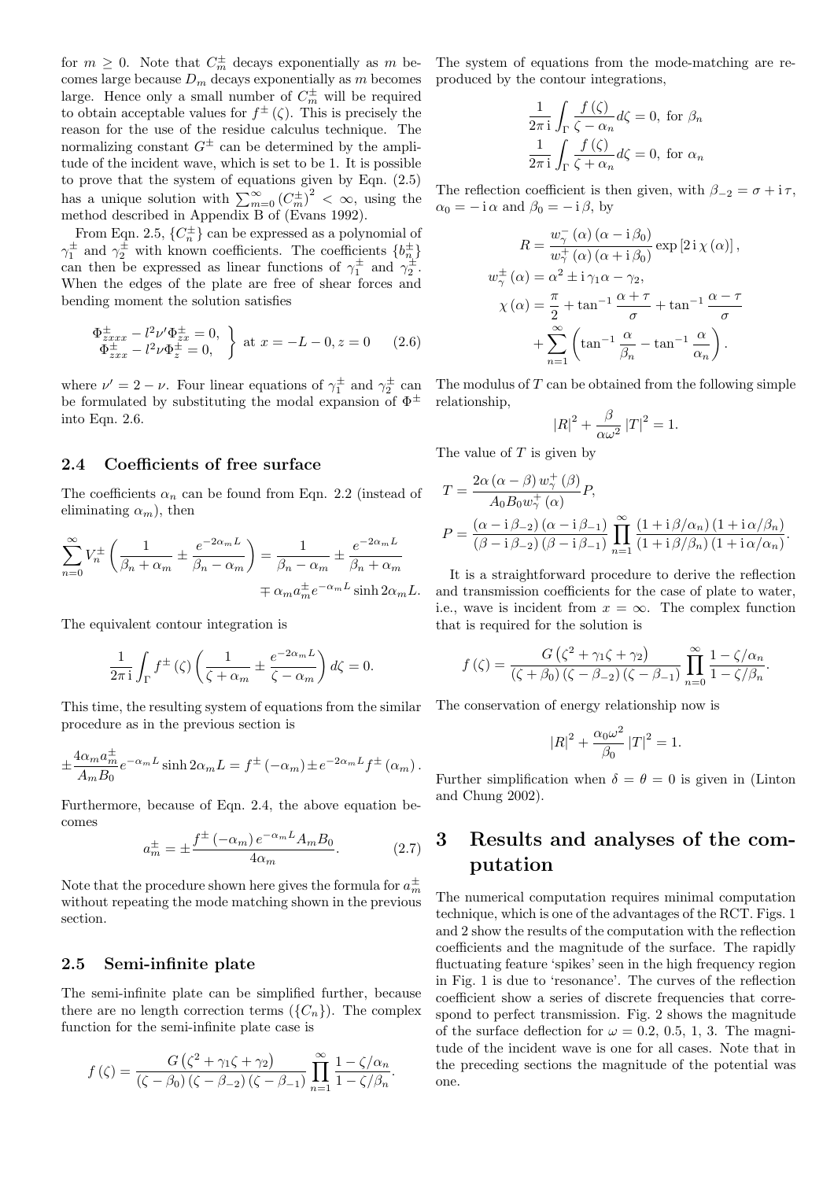for $m \geq 0$. Note that $C_m^{\pm}$ decays exponentially as $m$ becomes large because $D_m$ decays exponentially as $m$ becomes large. Hence only a small number of $C_m^{\pm}$ will be required to obtain acceptable values for $f^{\pm}(\zeta)$. This is precisely the reason for the use of the residue calculus technique. The normalizing constant $G^{\pm}$ can be determined by the amplitude of the incident wave, which is set to be 1. It is possible to prove that the system of equations given by Eqn. (2.5) has a unique solution with $\sum_{m=0}^{\infty}(C_m^{\pm})^2 < \infty$, using the method described in Appendix B of (Evans 1992).

From Eqn. 2.5, $\{C_n^{\pm}\}$ can be expressed as a polynomial of $\gamma_1^{\pm}$ and $\gamma_2^{\pm}$ with known coefficients. The coefficients $\{b_n^{\pm}\}$ can then be expressed as linear functions of $\gamma_1^{\pm}$ and $\gamma_2^{\pm}$. When the edges of the plate are free of shear forces and bending moment the solution satisfies

$$\left.\begin{array}{l}\Phi_{zxxx}^{\pm} - l^2\nu'\Phi_{zx}^{\pm} = 0,\\ \Phi_{zxx}^{\pm} - l^2\nu\Phi_{z}^{\pm} = 0,\end{array}\right\} \text{ at } x = -L-0, z=0 \qquad (2.6)$$

where $\nu' = 2-\nu$. Four linear equations of $\gamma_1^{\pm}$ and $\gamma_2^{\pm}$ can be formulated by substituting the modal expansion of $\Phi^{\pm}$ into Eqn. 2.6.

### 2.4 Coefficients of free surface

The coefficients $\alpha_n$ can be found from Eqn. 2.2 (instead of eliminating $\alpha_m$), then

$$\sum_{n=0}^{\infty} V_n^{\pm}\left(\frac{1}{\beta_n+\alpha_m} \pm \frac{e^{-2\alpha_m L}}{\beta_n-\alpha_m}\right) = \frac{1}{\beta_n-\alpha_m} \pm \frac{e^{-2\alpha_m L}}{\beta_n+\alpha_m} \mp \alpha_m a_m^{\pm} e^{-\alpha_m L}\sinh 2\alpha_m L.$$

The equivalent contour integration is

$$\frac{1}{2\pi\,\mathrm{i}}\int_{\Gamma} f^{\pm}(\zeta)\left(\frac{1}{\zeta+\alpha_m} \pm \frac{e^{-2\alpha_m L}}{\zeta-\alpha_m}\right)d\zeta = 0.$$

This time, the resulting system of equations from the similar procedure as in the previous section is

$$\pm\frac{4\alpha_m a_m^{\pm}}{A_m B_0}e^{-\alpha_m L}\sinh 2\alpha_m L = f^{\pm}(-\alpha_m) \pm e^{-2\alpha_m L} f^{\pm}(\alpha_m).$$

Furthermore, because of Eqn. 2.4, the above equation becomes

$$a_m^{\pm} = \pm\frac{f^{\pm}(-\alpha_m)\,e^{-\alpha_m L} A_m B_0}{4\alpha_m}. \qquad (2.7)$$

Note that the procedure shown here gives the formula for $a_m^{\pm}$ without repeating the mode matching shown in the previous section.

### 2.5 Semi-infinite plate

The semi-infinite plate can be simplified further, because there are no length correction terms ($\{C_n\}$). The complex function for the semi-infinite plate case is

$$f(\zeta) = \frac{G\left(\zeta^2+\gamma_1\zeta+\gamma_2\right)}{(\zeta-\beta_0)(\zeta-\beta_{-2})(\zeta-\beta_{-1})}\prod_{n=1}^{\infty}\frac{1-\zeta/\alpha_n}{1-\zeta/\beta_n}.$$

The system of equations from the mode-matching are reproduced by the contour integrations,

$$\frac{1}{2\pi\,\mathrm{i}}\int_{\Gamma}\frac{f(\zeta)}{\zeta-\alpha_n}d\zeta = 0, \text{ for } \beta_n$$
$$\frac{1}{2\pi\,\mathrm{i}}\int_{\Gamma}\frac{f(\zeta)}{\zeta+\alpha_n}d\zeta = 0, \text{ for } \alpha_n$$

The reflection coefficient is then given, with $\beta_{-2} = \sigma + \mathrm{i}\,\tau$, $\alpha_0 = -\mathrm{i}\,\alpha$ and $\beta_0 = -\mathrm{i}\,\beta$, by

$$R = \frac{w_\gamma^-(\alpha)(\alpha-\mathrm{i}\,\beta_0)}{w_\gamma^+(\alpha)(\alpha+\mathrm{i}\,\beta_0)}\exp\left[2\,\mathrm{i}\,\chi(\alpha)\right],$$
$$w_\gamma^{\pm}(\alpha) = \alpha^2 \pm \mathrm{i}\,\gamma_1\alpha - \gamma_2,$$
$$\chi(\alpha) = \frac{\pi}{2} + \tan^{-1}\frac{\alpha+\tau}{\sigma} + \tan^{-1}\frac{\alpha-\tau}{\sigma} + \sum_{n=1}^{\infty}\left(\tan^{-1}\frac{\alpha}{\beta_n} - \tan^{-1}\frac{\alpha}{\alpha_n}\right).$$

The modulus of $T$ can be obtained from the following simple relationship,

$$|R|^2 + \frac{\beta}{\alpha\omega^2}|T|^2 = 1.$$

The value of $T$ is given by

$$T = \frac{2\alpha(\alpha-\beta)\,w_\gamma^+(\beta)}{A_0 B_0 w_\gamma^+(\alpha)}P,$$
$$P = \frac{(\alpha-\mathrm{i}\,\beta_{-2})(\alpha-\mathrm{i}\,\beta_{-1})}{(\beta-\mathrm{i}\,\beta_{-2})(\beta-\mathrm{i}\,\beta_{-1})}\prod_{n=1}^{\infty}\frac{(1+\mathrm{i}\,\beta/\alpha_n)(1+\mathrm{i}\,\alpha/\beta_n)}{(1+\mathrm{i}\,\beta/\beta_n)(1+\mathrm{i}\,\alpha/\alpha_n)}.$$

It is a straightforward procedure to derive the reflection and transmission coefficients for the case of plate to water, i.e., wave is incident from $x = \infty$. The complex function that is required for the solution is

$$f(\zeta) = \frac{G\left(\zeta^2+\gamma_1\zeta+\gamma_2\right)}{(\zeta+\beta_0)(\zeta-\beta_{-2})(\zeta-\beta_{-1})}\prod_{n=0}^{\infty}\frac{1-\zeta/\alpha_n}{1-\zeta/\beta_n}.$$

The conservation of energy relationship now is

$$|R|^2 + \frac{\alpha_0\omega^2}{\beta_0}|T|^2 = 1.$$

Further simplification when $\delta = \theta = 0$ is given in (Linton and Chung 2002).

# 3 Results and analyses of the computation

The numerical computation requires minimal computation technique, which is one of the advantages of the RCT. Figs. 1 and 2 show the results of the computation with the reflection coefficients and the magnitude of the surface. The rapidly fluctuating feature 'spikes' seen in the high frequency region in Fig. 1 is due to 'resonance'. The curves of the reflection coefficient show a series of discrete frequencies that correspond to perfect transmission. Fig. 2 shows the magnitude of the surface deflection for $\omega = 0.2$, 0.5, 1, 3. The magnitude of the incident wave is one for all cases. Note that in the preceding sections the magnitude of the potential was one.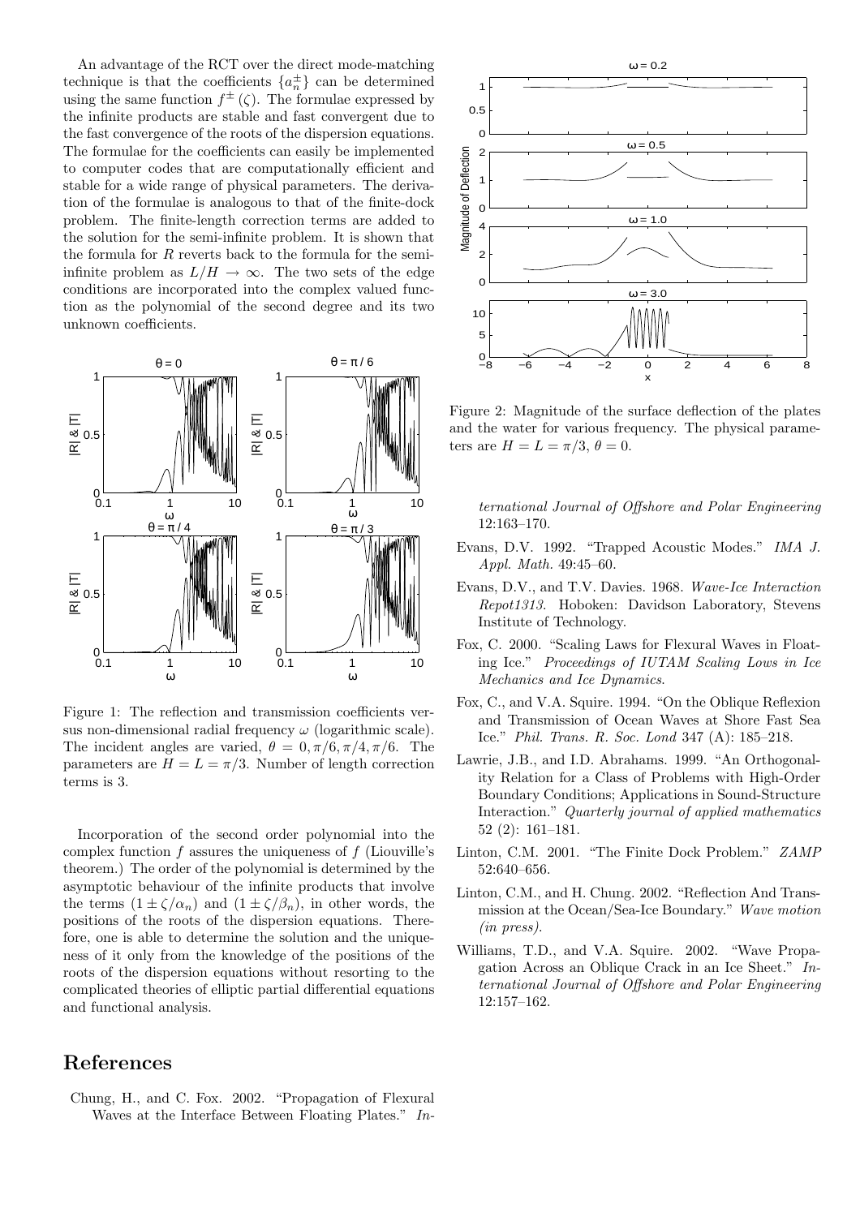An advantage of the RCT over the direct mode-matching technique is that the coefficients $\{a_n^\pm\}$ can be determined using the same function $f^\pm(\zeta)$. The formulae expressed by the infinite products are stable and fast convergent due to the fast convergence of the roots of the dispersion equations. The formulae for the coefficients can easily be implemented to computer codes that are computationally efficient and stable for a wide range of physical parameters. The derivation of the formulae is analogous to that of the finite-dock problem. The finite-length correction terms are added to the solution for the semi-infinite problem. It is shown that the formula for $R$ reverts back to the formula for the semi-infinite problem as $L/H \to \infty$. The two sets of the edge conditions are incorporated into the complex valued function as the polynomial of the second degree and its two unknown coefficients.

θ = 0
θ = π / 6
θ = π / 4
θ = π / 3
|R| & |T|
ω
0
0.5
1
0.1
1
10

Figure 1: The reflection and transmission coefficients versus non-dimensional radial frequency $\omega$ (logarithmic scale). The incident angles are varied, $\theta = 0, \pi/6, \pi/4, \pi/6$. The parameters are $H = L = \pi/3$. Number of length correction terms is 3.

Incorporation of the second order polynomial into the complex function $f$ assures the uniqueness of $f$ (Liouville's theorem.) The order of the polynomial is determined by the asymptotic behaviour of the infinite products that involve the terms $(1 \pm \zeta/\alpha_n)$ and $(1 \pm \zeta/\beta_n)$, in other words, the positions of the roots of the dispersion equations. Therefore, one is able to determine the solution and the uniqueness of it only from the knowledge of the positions of the roots of the dispersion equations without resorting to the complicated theories of elliptic partial differential equations and functional analysis.

ω = 0.2
ω = 0.5
ω = 1.0
ω = 3.0
Magnitude of Deflection
x
−8
−6
−4
−2
0
2
4
6
8

Figure 2: Magnitude of the surface deflection of the plates and the water for various frequency. The physical parameters are $H = L = \pi/3$, $\theta = 0$.

# References

Chung, H., and C. Fox. 2002. "Propagation of Flexural Waves at the Interface Between Floating Plates." *International Journal of Offshore and Polar Engineering* 12:163–170.

Evans, D.V. 1992. "Trapped Acoustic Modes." *IMA J. Appl. Math.* 49:45–60.

Evans, D.V., and T.V. Davies. 1968. *Wave-Ice Interaction Repot1313*. Hoboken: Davidson Laboratory, Stevens Institute of Technology.

Fox, C. 2000. "Scaling Laws for Flexural Waves in Floating Ice." *Proceedings of IUTAM Scaling Lows in Ice Mechanics and Ice Dynamics*.

Fox, C., and V.A. Squire. 1994. "On the Oblique Reflexion and Transmission of Ocean Waves at Shore Fast Sea Ice." *Phil. Trans. R. Soc. Lond* 347 (A): 185–218.

Lawrie, J.B., and I.D. Abrahams. 1999. "An Orthogonality Relation for a Class of Problems with High-Order Boundary Conditions; Applications in Sound-Structure Interaction." *Quarterly journal of applied mathematics* 52 (2): 161–181.

Linton, C.M. 2001. "The Finite Dock Problem." *ZAMP* 52:640–656.

Linton, C.M., and H. Chung. 2002. "Reflection And Transmission at the Ocean/Sea-Ice Boundary." *Wave motion (in press)*.

Williams, T.D., and V.A. Squire. 2002. "Wave Propagation Across an Oblique Crack in an Ice Sheet." *International Journal of Offshore and Polar Engineering* 12:157–162.